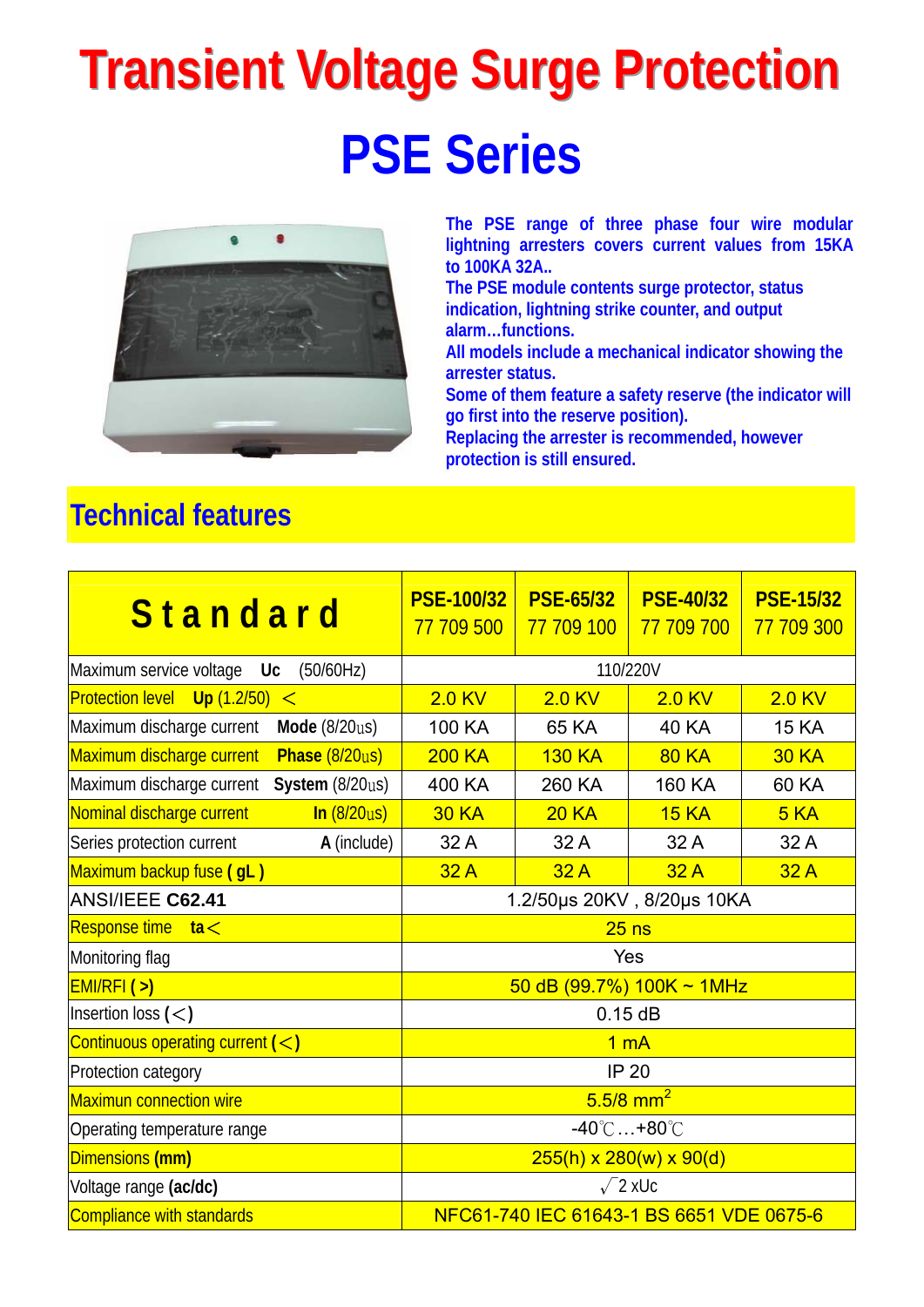# Transient Voltage Surge Protection

# PSE Series

The PSE range of three phase four wire modular lightning arresters covers current values from 15KA to 100KA 32A..
The PSE module contents surge protector, status indication, lightning strike counter, and output alarm…functions.
All models include a mechanical indicator showing the arrester status.
Some of them feature a safety reserve (the indicator will go first into the reserve position).
Replacing the arrester is recommended, however protection is still ensured.

## Technical features

| Standard | PSE-100/32 77 709 500 | PSE-65/32 77 709 100 | PSE-40/32 77 709 700 | PSE-15/32 77 709 300 |
|---|---|---|---|---|
| Maximum service voltage **Uc** (50/60Hz) | 110/220V | | | |
| Protection level **Up** (1.2/50) < | 2.0 KV | 2.0 KV | 2.0 KV | 2.0 KV |
| Maximum discharge current **Mode** (8/20us) | 100 KA | 65 KA | 40 KA | 15 KA |
| Maximum discharge current **Phase** (8/20us) | 200 KA | 130 KA | 80 KA | 30 KA |
| Maximum discharge current **System** (8/20us) | 400 KA | 260 KA | 160 KA | 60 KA |
| Nominal discharge current **In** (8/20us) | 30 KA | 20 KA | 15 KA | 5 KA |
| Series protection current **A** (include) | 32 A | 32 A | 32 A | 32 A |
| Maximum backup fuse **( gL )** | 32 A | 32 A | 32 A | 32 A |
| ANSI/IEEE **C62.41** | 1.2/50μs 20KV , 8/20μs 10KA | | | |
| Response time **ta**< | 25 ns | | | |
| Monitoring flag | Yes | | | |
| EMI/RFI **( >)** | 50 dB (99.7%) 100K ~ 1MHz | | | |
| Insertion loss **(**<**)** | 0.15 dB | | | |
| Continuous operating current **(**<**)** | 1 mA | | | |
| Protection category | IP 20 | | | |
| Maximun connection wire | 5.5/8 $mm^2$ | | | |
| Operating temperature range | -40℃…+80℃ | | | |
| Dimensions **(mm)** | 255(h) x 280(w) x 90(d) | | | |
| Voltage range **(ac/dc)** | $\sqrt{2}$ xUc | | | |
| Compliance with standards | NFC61-740 IEC 61643-1 BS 6651 VDE 0675-6 | | | |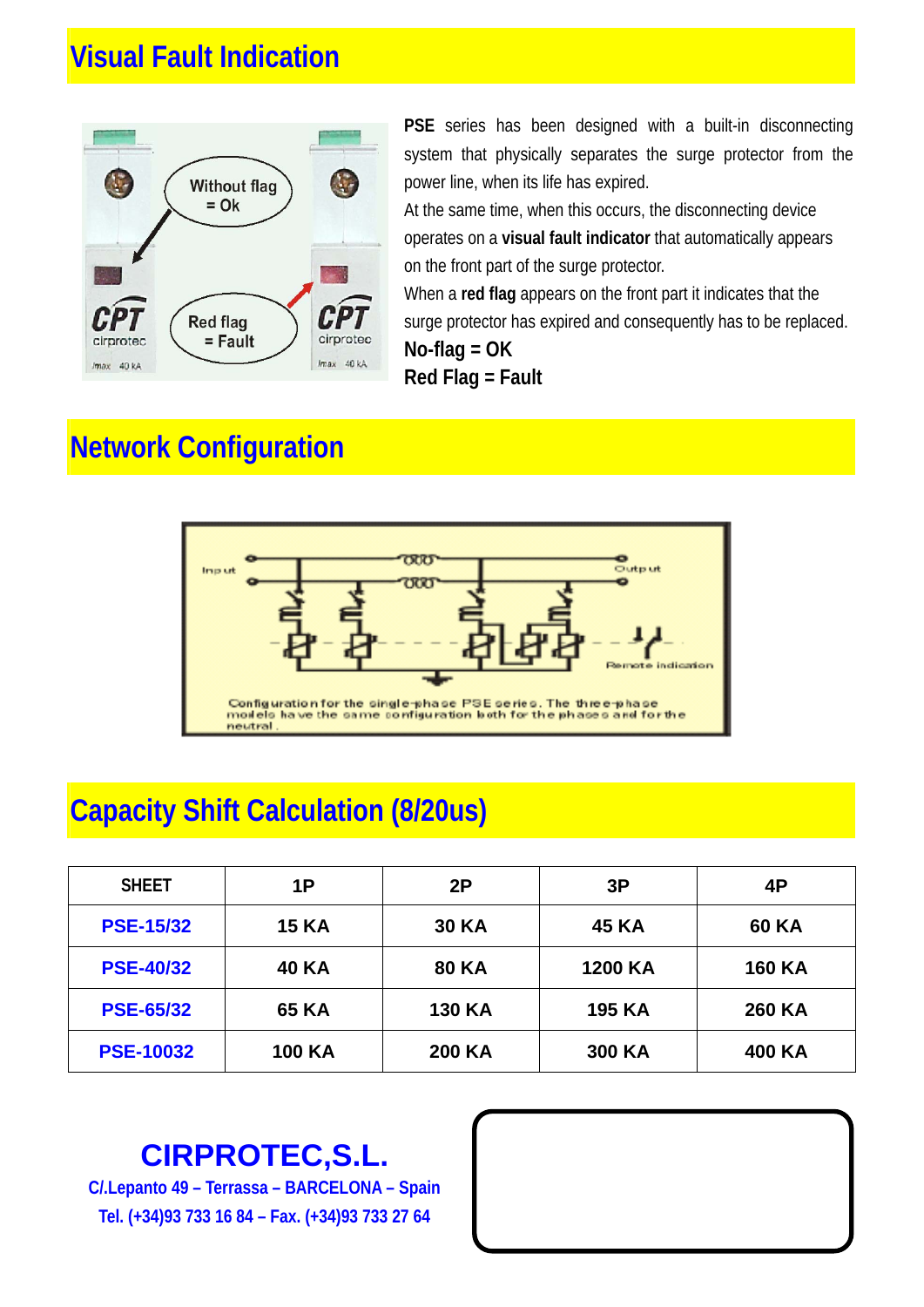## Visual Fault Indication

Without flag = Ok

Red flag = Fault

**PSE** series has been designed with a built-in disconnecting system that physically separates the surge protector from the power line, when its life has expired.

At the same time, when this occurs, the disconnecting device operates on a **visual fault indicator** that automatically appears on the front part of the surge protector.

When a **red flag** appears on the front part it indicates that the surge protector has expired and consequently has to be replaced.

**No-flag = OK**

**Red Flag = Fault**

## Network Configuration

Input

Output

Remote indication

Configuration for the single-phase PSE series. The three-phase models have the same configuration both for the phases and for the neutral.

## Capacity Shift Calculation (8/20us)

| SHEET | 1P | 2P | 3P | 4P |
| --- | --- | --- | --- | --- |
| PSE-15/32 | 15 KA | 30 KA | 45 KA | 60 KA |
| PSE-40/32 | 40 KA | 80 KA | 1200 KA | 160 KA |
| PSE-65/32 | 65 KA | 130 KA | 195 KA | 260 KA |
| PSE-10032 | 100 KA | 200 KA | 300 KA | 400 KA |

**CIRPROTEC,S.L.**

C/.Lepanto 49 – Terrassa – BARCELONA – Spain

Tel. (+34)93 733 16 84 – Fax. (+34)93 733 27 64